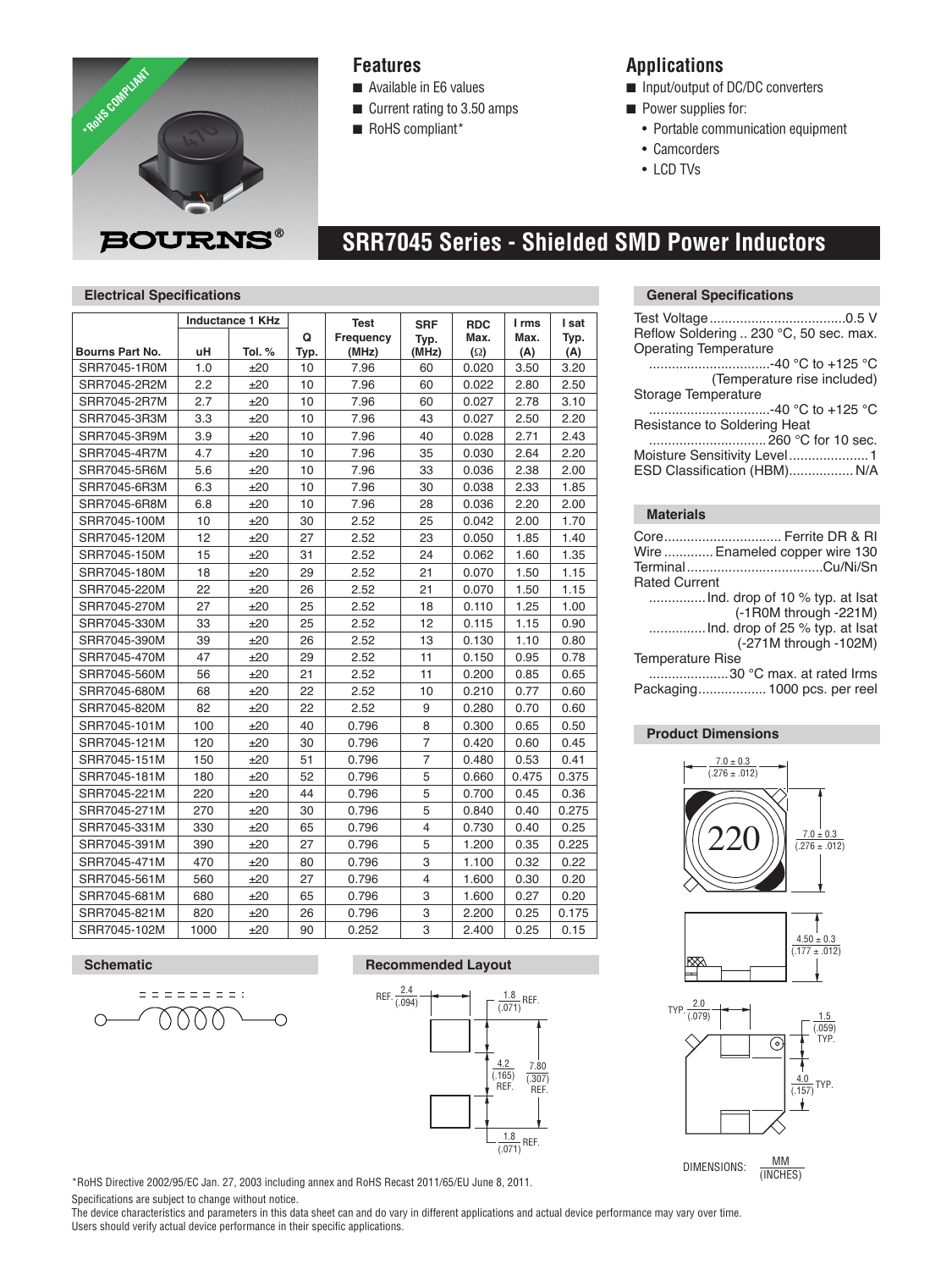# SRR7045 Series - Shielded SMD Power Inductors

*RoHS COMPLIANT

BOURNS®

## Features

- Available in E6 values
- Current rating to 3.50 amps
- RoHS compliant*

## Applications

- Input/output of DC/DC converters
- Power supplies for:
  - Portable communication equipment
  - Camcorders
  - LCD TVs

## Electrical Specifications

| Bourns Part No. | Inductance 1 KHz uH | Inductance 1 KHz Tol. % | Q Typ. | Test Frequency (MHz) | SRF Typ. (MHz) | RDC Max. (Ω) | I rms Max. (A) | I sat Typ. (A) |
|---|---|---|---|---|---|---|---|---|
| SRR7045-1R0M | 1.0 | ±20 | 10 | 7.96 | 60 | 0.020 | 3.50 | 3.20 |
| SRR7045-2R2M | 2.2 | ±20 | 10 | 7.96 | 60 | 0.022 | 2.80 | 2.50 |
| SRR7045-2R7M | 2.7 | ±20 | 10 | 7.96 | 60 | 0.027 | 2.78 | 3.10 |
| SRR7045-3R3M | 3.3 | ±20 | 10 | 7.96 | 43 | 0.027 | 2.50 | 2.20 |
| SRR7045-3R9M | 3.9 | ±20 | 10 | 7.96 | 40 | 0.028 | 2.71 | 2.43 |
| SRR7045-4R7M | 4.7 | ±20 | 10 | 7.96 | 35 | 0.030 | 2.64 | 2.20 |
| SRR7045-5R6M | 5.6 | ±20 | 10 | 7.96 | 33 | 0.036 | 2.38 | 2.00 |
| SRR7045-6R3M | 6.3 | ±20 | 10 | 7.96 | 30 | 0.038 | 2.33 | 1.85 |
| SRR7045-6R8M | 6.8 | ±20 | 10 | 7.96 | 28 | 0.036 | 2.20 | 2.00 |
| SRR7045-100M | 10 | ±20 | 30 | 2.52 | 25 | 0.042 | 2.00 | 1.70 |
| SRR7045-120M | 12 | ±20 | 27 | 2.52 | 23 | 0.050 | 1.85 | 1.40 |
| SRR7045-150M | 15 | ±20 | 31 | 2.52 | 24 | 0.062 | 1.60 | 1.35 |
| SRR7045-180M | 18 | ±20 | 29 | 2.52 | 21 | 0.070 | 1.50 | 1.15 |
| SRR7045-220M | 22 | ±20 | 26 | 2.52 | 21 | 0.070 | 1.50 | 1.15 |
| SRR7045-270M | 27 | ±20 | 25 | 2.52 | 18 | 0.110 | 1.25 | 1.00 |
| SRR7045-330M | 33 | ±20 | 25 | 2.52 | 12 | 0.115 | 1.15 | 0.90 |
| SRR7045-390M | 39 | ±20 | 26 | 2.52 | 13 | 0.130 | 1.10 | 0.80 |
| SRR7045-470M | 47 | ±20 | 29 | 2.52 | 11 | 0.150 | 0.95 | 0.78 |
| SRR7045-560M | 56 | ±20 | 21 | 2.52 | 11 | 0.200 | 0.85 | 0.65 |
| SRR7045-680M | 68 | ±20 | 22 | 2.52 | 10 | 0.210 | 0.77 | 0.60 |
| SRR7045-820M | 82 | ±20 | 22 | 2.52 | 9 | 0.280 | 0.70 | 0.60 |
| SRR7045-101M | 100 | ±20 | 40 | 0.796 | 8 | 0.300 | 0.65 | 0.50 |
| SRR7045-121M | 120 | ±20 | 30 | 0.796 | 7 | 0.420 | 0.60 | 0.45 |
| SRR7045-151M | 150 | ±20 | 51 | 0.796 | 7 | 0.480 | 0.53 | 0.41 |
| SRR7045-181M | 180 | ±20 | 52 | 0.796 | 5 | 0.660 | 0.475 | 0.375 |
| SRR7045-221M | 220 | ±20 | 44 | 0.796 | 5 | 0.700 | 0.45 | 0.36 |
| SRR7045-271M | 270 | ±20 | 30 | 0.796 | 5 | 0.840 | 0.40 | 0.275 |
| SRR7045-331M | 330 | ±20 | 65 | 0.796 | 4 | 0.730 | 0.40 | 0.25 |
| SRR7045-391M | 390 | ±20 | 27 | 0.796 | 5 | 1.200 | 0.35 | 0.225 |
| SRR7045-471M | 470 | ±20 | 80 | 0.796 | 3 | 1.100 | 0.32 | 0.22 |
| SRR7045-561M | 560 | ±20 | 27 | 0.796 | 4 | 1.600 | 0.30 | 0.20 |
| SRR7045-681M | 680 | ±20 | 65 | 0.796 | 3 | 1.600 | 0.27 | 0.20 |
| SRR7045-821M | 820 | ±20 | 26 | 0.796 | 3 | 2.200 | 0.25 | 0.175 |
| SRR7045-102M | 1000 | ±20 | 90 | 0.252 | 3 | 2.400 | 0.25 | 0.15 |

## General Specifications

- Test Voltage: 0.5 V
- Reflow Soldering: 230 °C, 50 sec. max.
- Operating Temperature: -40 °C to +125 °C (Temperature rise included)
- Storage Temperature: -40 °C to +125 °C
- Resistance to Soldering Heat: 260 °C for 10 sec.
- Moisture Sensitivity Level: 1
- ESD Classification (HBM): N/A

## Materials

- Core: Ferrite DR & RI
- Wire: Enameled copper wire 130
- Terminal: Cu/Ni/Sn
- Rated Current
  - Ind. drop of 10 % typ. at Isat (-1R0M through -221M)
  - Ind. drop of 25 % typ. at Isat (-271M through -102M)
- Temperature Rise: 30 °C max. at rated Irms
- Packaging: 1000 pcs. per reel

## Product Dimensions

7.0 ± 0.3 (.276 ± .012)

220

7.0 ± 0.3 (.276 ± .012)

4.50 ± 0.3 (.177 ± .012)

TYP. 2.0 (.079)

1.5 (.059) TYP.

4.0 (.157) TYP.

DIMENSIONS: MM (INCHES)

## Schematic

## Recommended Layout

REF. 2.4 (.094)

1.8 (.071) REF.

4.2 (.165) REF.

7.80 (.307) REF.

1.8 (.071) REF.

*RoHS Directive 2002/95/EC Jan. 27, 2003 including annex and RoHS Recast 2011/65/EU June 8, 2011.

Specifications are subject to change without notice.

The device characteristics and parameters in this data sheet can and do vary in different applications and actual device performance may vary over time.
Users should verify actual device performance in their specific applications.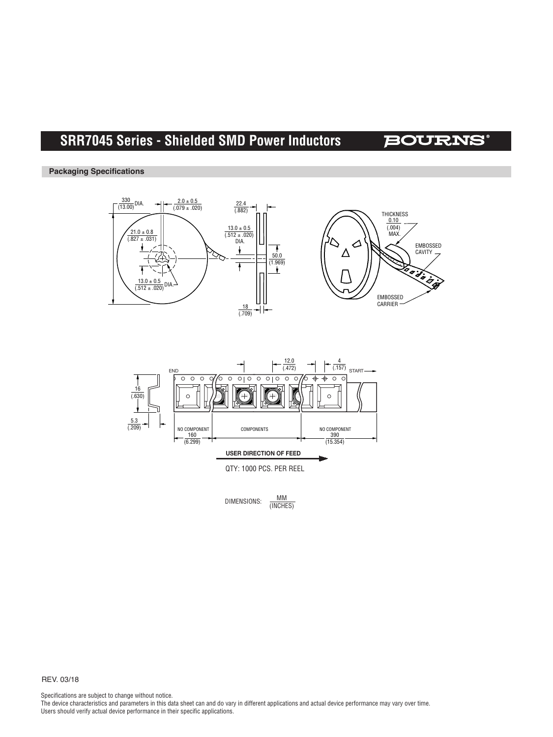# SRR7045 Series - Shielded SMD Power Inductors

## Packaging Specifications

330 (13.00) DIA.

2.0 ± 0.5 (.079 ± .020)

21.0 ± 0.8 (.827 ± .031)

13.0 ± 0.5 (.512 ± .020) DIA.

22.4 (.882)

13.0 ± 0.5 (.512 ± .020) DIA.

50.0 (1.969)

18 (.709)

THICKNESS 0.10 (.004) MAX.

EMBOSSED CAVITY

EMBOSSED CARRIER

12.0 (.472)

4 (.157)

END

START

16 (.630)

5.3 (.209)

NO COMPONENT 160 (6.299)

COMPONENTS

NO COMPONENT 390 (15.354)

**USER DIRECTION OF FEED**

QTY: 1000 PCS. PER REEL

DIMENSIONS: MM (INCHES)

REV. 03/18

Specifications are subject to change without notice.
The device characteristics and parameters in this data sheet can and do vary in different applications and actual device performance may vary over time.
Users should verify actual device performance in their specific applications.